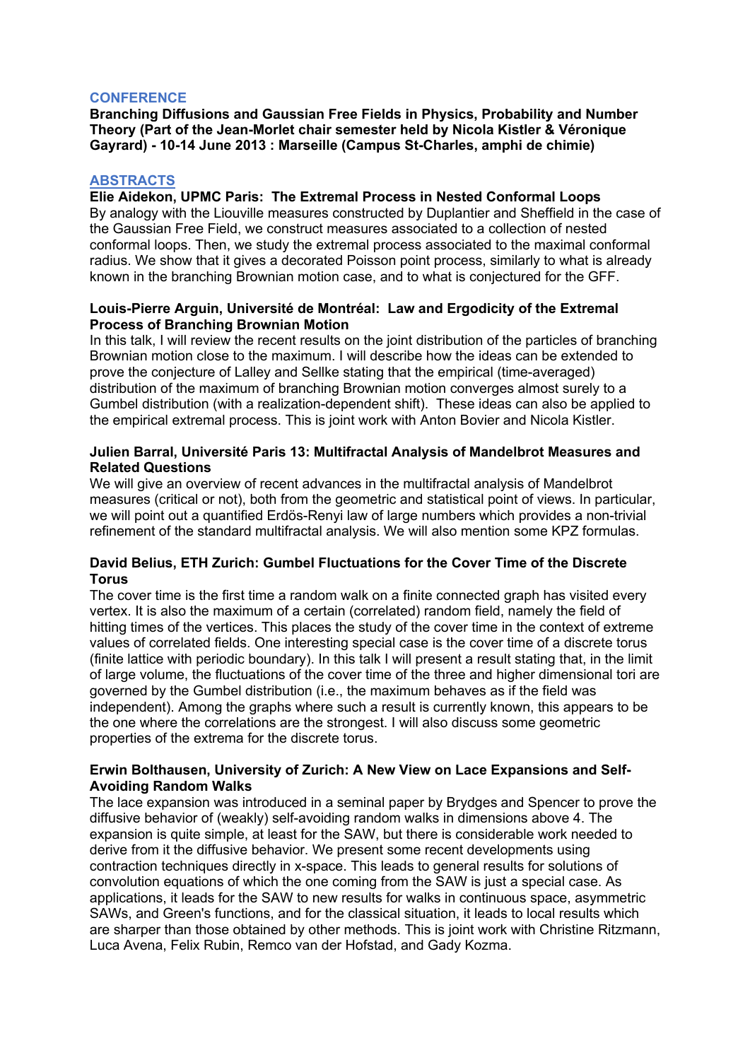## CONFERENCE

**Branching Diffusions and Gaussian Free Fields in Physics, Probability and Number Theory (Part of the Jean-Morlet chair semester held by Nicola Kistler & Véronique Gayrard) - 10-14 June 2013 : Marseille (Campus St-Charles, amphi de chimie)**

## ABSTRACTS

**Elie Aidekon, UPMC Paris: The Extremal Process in Nested Conformal Loops**

By analogy with the Liouville measures constructed by Duplantier and Sheffield in the case of the Gaussian Free Field, we construct measures associated to a collection of nested conformal loops. Then, we study the extremal process associated to the maximal conformal radius. We show that it gives a decorated Poisson point process, similarly to what is already known in the branching Brownian motion case, and to what is conjectured for the GFF.

**Louis-Pierre Arguin, Université de Montréal: Law and Ergodicity of the Extremal Process of Branching Brownian Motion**

In this talk, I will review the recent results on the joint distribution of the particles of branching Brownian motion close to the maximum. I will describe how the ideas can be extended to prove the conjecture of Lalley and Sellke stating that the empirical (time-averaged) distribution of the maximum of branching Brownian motion converges almost surely to a Gumbel distribution (with a realization-dependent shift). These ideas can also be applied to the empirical extremal process. This is joint work with Anton Bovier and Nicola Kistler.

**Julien Barral, Université Paris 13: Multifractal Analysis of Mandelbrot Measures and Related Questions**

We will give an overview of recent advances in the multifractal analysis of Mandelbrot measures (critical or not), both from the geometric and statistical point of views. In particular, we will point out a quantified Erdös-Renyi law of large numbers which provides a non-trivial refinement of the standard multifractal analysis. We will also mention some KPZ formulas.

**David Belius, ETH Zurich: Gumbel Fluctuations for the Cover Time of the Discrete Torus**

The cover time is the first time a random walk on a finite connected graph has visited every vertex. It is also the maximum of a certain (correlated) random field, namely the field of hitting times of the vertices. This places the study of the cover time in the context of extreme values of correlated fields. One interesting special case is the cover time of a discrete torus (finite lattice with periodic boundary). In this talk I will present a result stating that, in the limit of large volume, the fluctuations of the cover time of the three and higher dimensional tori are governed by the Gumbel distribution (i.e., the maximum behaves as if the field was independent). Among the graphs where such a result is currently known, this appears to be the one where the correlations are the strongest. I will also discuss some geometric properties of the extrema for the discrete torus.

**Erwin Bolthausen, University of Zurich: A New View on Lace Expansions and Self-Avoiding Random Walks**

The lace expansion was introduced in a seminal paper by Brydges and Spencer to prove the diffusive behavior of (weakly) self-avoiding random walks in dimensions above 4. The expansion is quite simple, at least for the SAW, but there is considerable work needed to derive from it the diffusive behavior. We present some recent developments using contraction techniques directly in x-space. This leads to general results for solutions of convolution equations of which the one coming from the SAW is just a special case. As applications, it leads for the SAW to new results for walks in continuous space, asymmetric SAWs, and Green's functions, and for the classical situation, it leads to local results which are sharper than those obtained by other methods. This is joint work with Christine Ritzmann, Luca Avena, Felix Rubin, Remco van der Hofstad, and Gady Kozma.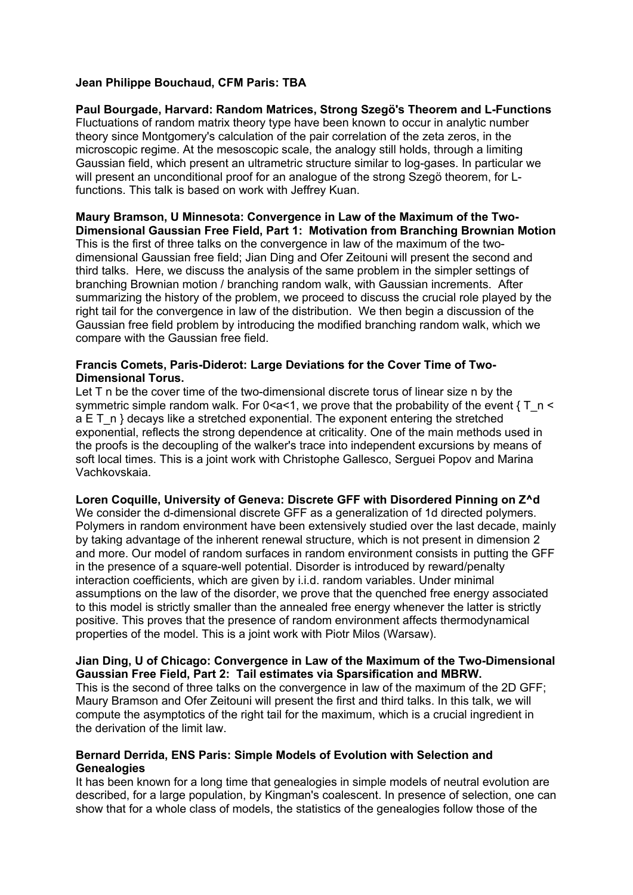**Jean Philippe Bouchaud, CFM Paris: TBA**

**Paul Bourgade, Harvard: Random Matrices, Strong Szegö's Theorem and L-Functions**
Fluctuations of random matrix theory type have been known to occur in analytic number theory since Montgomery's calculation of the pair correlation of the zeta zeros, in the microscopic regime. At the mesoscopic scale, the analogy still holds, through a limiting Gaussian field, which present an ultrametric structure similar to log-gases. In particular we will present an unconditional proof for an analogue of the strong Szegö theorem, for L-functions. This talk is based on work with Jeffrey Kuan.

**Maury Bramson, U Minnesota: Convergence in Law of the Maximum of the Two-Dimensional Gaussian Free Field, Part 1: Motivation from Branching Brownian Motion**
This is the first of three talks on the convergence in law of the maximum of the two-dimensional Gaussian free field; Jian Ding and Ofer Zeitouni will present the second and third talks. Here, we discuss the analysis of the same problem in the simpler settings of branching Brownian motion / branching random walk, with Gaussian increments. After summarizing the history of the problem, we proceed to discuss the crucial role played by the right tail for the convergence in law of the distribution. We then begin a discussion of the Gaussian free field problem by introducing the modified branching random walk, which we compare with the Gaussian free field.

**Francis Comets, Paris-Diderot: Large Deviations for the Cover Time of Two-Dimensional Torus.**
Let $T_n$ be the cover time of the two-dimensional discrete torus of linear size n by the symmetric simple random walk. For $0<a<1$, we prove that the probability of the event $\{ T_n < a E T_n \}$ decays like a stretched exponential. The exponent entering the stretched exponential, reflects the strong dependence at criticality. One of the main methods used in the proofs is the decoupling of the walker's trace into independent excursions by means of soft local times. This is a joint work with Christophe Gallesco, Serguei Popov and Marina Vachkovskaia.

**Loren Coquille, University of Geneva: Discrete GFF with Disordered Pinning on $Z^d$**
We consider the d-dimensional discrete GFF as a generalization of 1d directed polymers. Polymers in random environment have been extensively studied over the last decade, mainly by taking advantage of the inherent renewal structure, which is not present in dimension 2 and more. Our model of random surfaces in random environment consists in putting the GFF in the presence of a square-well potential. Disorder is introduced by reward/penalty interaction coefficients, which are given by i.i.d. random variables. Under minimal assumptions on the law of the disorder, we prove that the quenched free energy associated to this model is strictly smaller than the annealed free energy whenever the latter is strictly positive. This proves that the presence of random environment affects thermodynamical properties of the model. This is a joint work with Piotr Milos (Warsaw).

**Jian Ding, U of Chicago: Convergence in Law of the Maximum of the Two-Dimensional Gaussian Free Field, Part 2: Tail estimates via Sparsification and MBRW.**
This is the second of three talks on the convergence in law of the maximum of the 2D GFF; Maury Bramson and Ofer Zeitouni will present the first and third talks. In this talk, we will compute the asymptotics of the right tail for the maximum, which is a crucial ingredient in the derivation of the limit law.

**Bernard Derrida, ENS Paris: Simple Models of Evolution with Selection and Genealogies**
It has been known for a long time that genealogies in simple models of neutral evolution are described, for a large population, by Kingman's coalescent. In presence of selection, one can show that for a whole class of models, the statistics of the genealogies follow those of the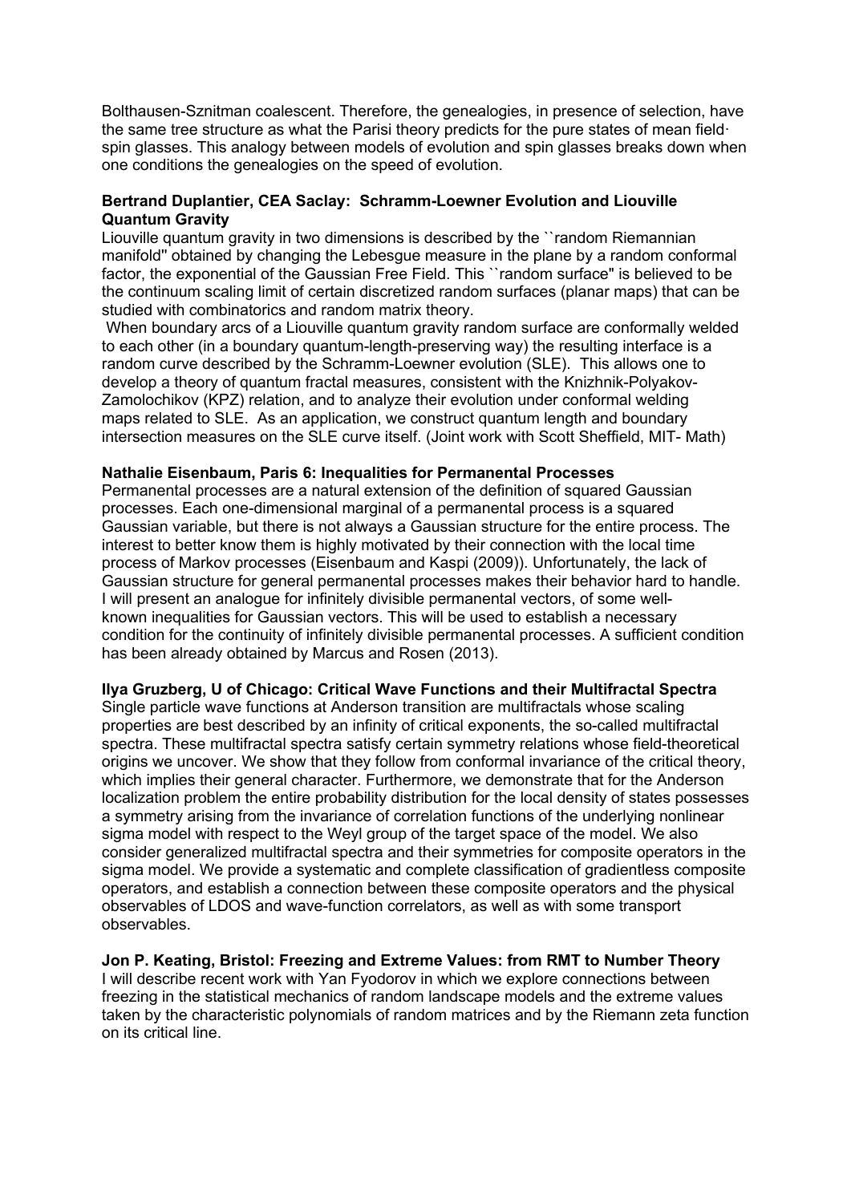Bolthausen-Sznitman coalescent. Therefore, the genealogies, in presence of selection, have the same tree structure as what the Parisi theory predicts for the pure states of mean field· spin glasses. This analogy between models of evolution and spin glasses breaks down when one conditions the genealogies on the speed of evolution.

**Bertrand Duplantier, CEA Saclay: Schramm-Loewner Evolution and Liouville Quantum Gravity**
Liouville quantum gravity in two dimensions is described by the ``random Riemannian manifold'' obtained by changing the Lebesgue measure in the plane by a random conformal factor, the exponential of the Gaussian Free Field. This ``random surface'' is believed to be the continuum scaling limit of certain discretized random surfaces (planar maps) that can be studied with combinatorics and random matrix theory.
When boundary arcs of a Liouville quantum gravity random surface are conformally welded to each other (in a boundary quantum-length-preserving way) the resulting interface is a random curve described by the Schramm-Loewner evolution (SLE). This allows one to develop a theory of quantum fractal measures, consistent with the Knizhnik-Polyakov-Zamolochikov (KPZ) relation, and to analyze their evolution under conformal welding maps related to SLE. As an application, we construct quantum length and boundary intersection measures on the SLE curve itself. (Joint work with Scott Sheffield, MIT- Math)

**Nathalie Eisenbaum, Paris 6: Inequalities for Permanental Processes**
Permanental processes are a natural extension of the definition of squared Gaussian processes. Each one-dimensional marginal of a permanental process is a squared Gaussian variable, but there is not always a Gaussian structure for the entire process. The interest to better know them is highly motivated by their connection with the local time process of Markov processes (Eisenbaum and Kaspi (2009)). Unfortunately, the lack of Gaussian structure for general permanental processes makes their behavior hard to handle. I will present an analogue for infinitely divisible permanental vectors, of some well-known inequalities for Gaussian vectors. This will be used to establish a necessary condition for the continuity of infinitely divisible permanental processes. A sufficient condition has been already obtained by Marcus and Rosen (2013).

**Ilya Gruzberg, U of Chicago: Critical Wave Functions and their Multifractal Spectra**
Single particle wave functions at Anderson transition are multifractals whose scaling properties are best described by an infinity of critical exponents, the so-called multifractal spectra. These multifractal spectra satisfy certain symmetry relations whose field-theoretical origins we uncover. We show that they follow from conformal invariance of the critical theory, which implies their general character. Furthermore, we demonstrate that for the Anderson localization problem the entire probability distribution for the local density of states possesses a symmetry arising from the invariance of correlation functions of the underlying nonlinear sigma model with respect to the Weyl group of the target space of the model. We also consider generalized multifractal spectra and their symmetries for composite operators in the sigma model. We provide a systematic and complete classification of gradientless composite operators, and establish a connection between these composite operators and the physical observables of LDOS and wave-function correlators, as well as with some transport observables.

**Jon P. Keating, Bristol: Freezing and Extreme Values: from RMT to Number Theory**
I will describe recent work with Yan Fyodorov in which we explore connections between freezing in the statistical mechanics of random landscape models and the extreme values taken by the characteristic polynomials of random matrices and by the Riemann zeta function on its critical line.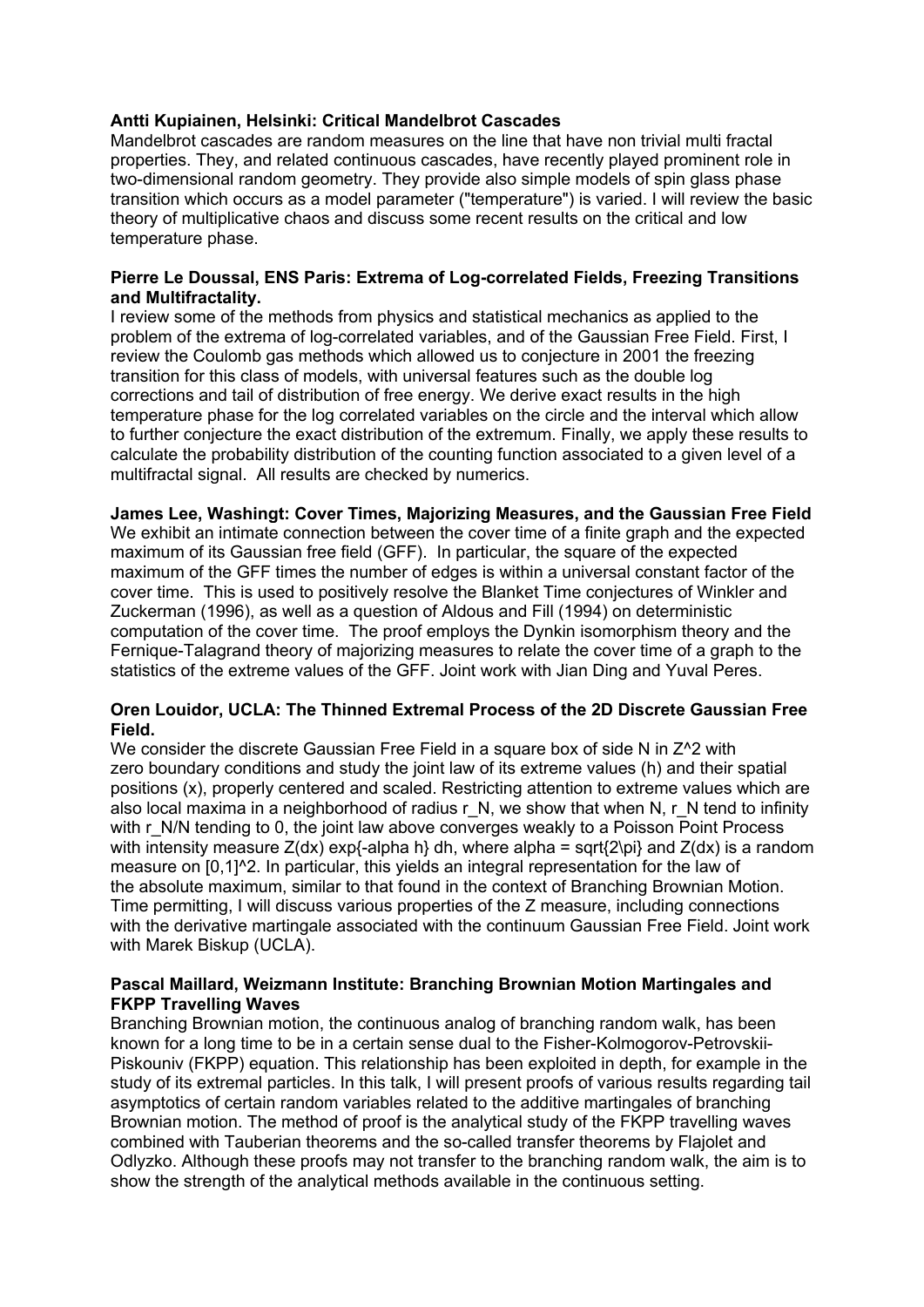**Antti Kupiainen, Helsinki: Critical Mandelbrot Cascades**

Mandelbrot cascades are random measures on the line that have non trivial multi fractal properties. They, and related continuous cascades, have recently played prominent role in two-dimensional random geometry. They provide also simple models of spin glass phase transition which occurs as a model parameter ("temperature") is varied. I will review the basic theory of multiplicative chaos and discuss some recent results on the critical and low temperature phase.

**Pierre Le Doussal, ENS Paris: Extrema of Log-correlated Fields, Freezing Transitions and Multifractality.**

I review some of the methods from physics and statistical mechanics as applied to the problem of the extrema of log-correlated variables, and of the Gaussian Free Field. First, I review the Coulomb gas methods which allowed us to conjecture in 2001 the freezing transition for this class of models, with universal features such as the double log corrections and tail of distribution of free energy. We derive exact results in the high temperature phase for the log correlated variables on the circle and the interval which allow to further conjecture the exact distribution of the extremum. Finally, we apply these results to calculate the probability distribution of the counting function associated to a given level of a multifractal signal. All results are checked by numerics.

**James Lee, Washingt: Cover Times, Majorizing Measures, and the Gaussian Free Field**

We exhibit an intimate connection between the cover time of a finite graph and the expected maximum of its Gaussian free field (GFF). In particular, the square of the expected maximum of the GFF times the number of edges is within a universal constant factor of the cover time. This is used to positively resolve the Blanket Time conjectures of Winkler and Zuckerman (1996), as well as a question of Aldous and Fill (1994) on deterministic computation of the cover time. The proof employs the Dynkin isomorphism theory and the Fernique-Talagrand theory of majorizing measures to relate the cover time of a graph to the statistics of the extreme values of the GFF. Joint work with Jian Ding and Yuval Peres.

**Oren Louidor, UCLA: The Thinned Extremal Process of the 2D Discrete Gaussian Free Field.**

We consider the discrete Gaussian Free Field in a square box of side N in $Z^2$ with zero boundary conditions and study the joint law of its extreme values (h) and their spatial positions (x), properly centered and scaled. Restricting attention to extreme values which are also local maxima in a neighborhood of radius $r_N$, we show that when N, $r_N$ tend to infinity with $r_N/N$ tending to 0, the joint law above converges weakly to a Poisson Point Process with intensity measure $Z(dx) \exp\{-\alpha h\} dh$, where $\alpha = \sqrt{2\pi}$ and $Z(dx)$ is a random measure on $[0,1]^2$. In particular, this yields an integral representation for the law of the absolute maximum, similar to that found in the context of Branching Brownian Motion. Time permitting, I will discuss various properties of the Z measure, including connections with the derivative martingale associated with the continuum Gaussian Free Field. Joint work with Marek Biskup (UCLA).

**Pascal Maillard, Weizmann Institute: Branching Brownian Motion Martingales and FKPP Travelling Waves**

Branching Brownian motion, the continuous analog of branching random walk, has been known for a long time to be in a certain sense dual to the Fisher-Kolmogorov-Petrovskii-Piskouniv (FKPP) equation. This relationship has been exploited in depth, for example in the study of its extremal particles. In this talk, I will present proofs of various results regarding tail asymptotics of certain random variables related to the additive martingales of branching Brownian motion. The method of proof is the analytical study of the FKPP travelling waves combined with Tauberian theorems and the so-called transfer theorems by Flajolet and Odlyzko. Although these proofs may not transfer to the branching random walk, the aim is to show the strength of the analytical methods available in the continuous setting.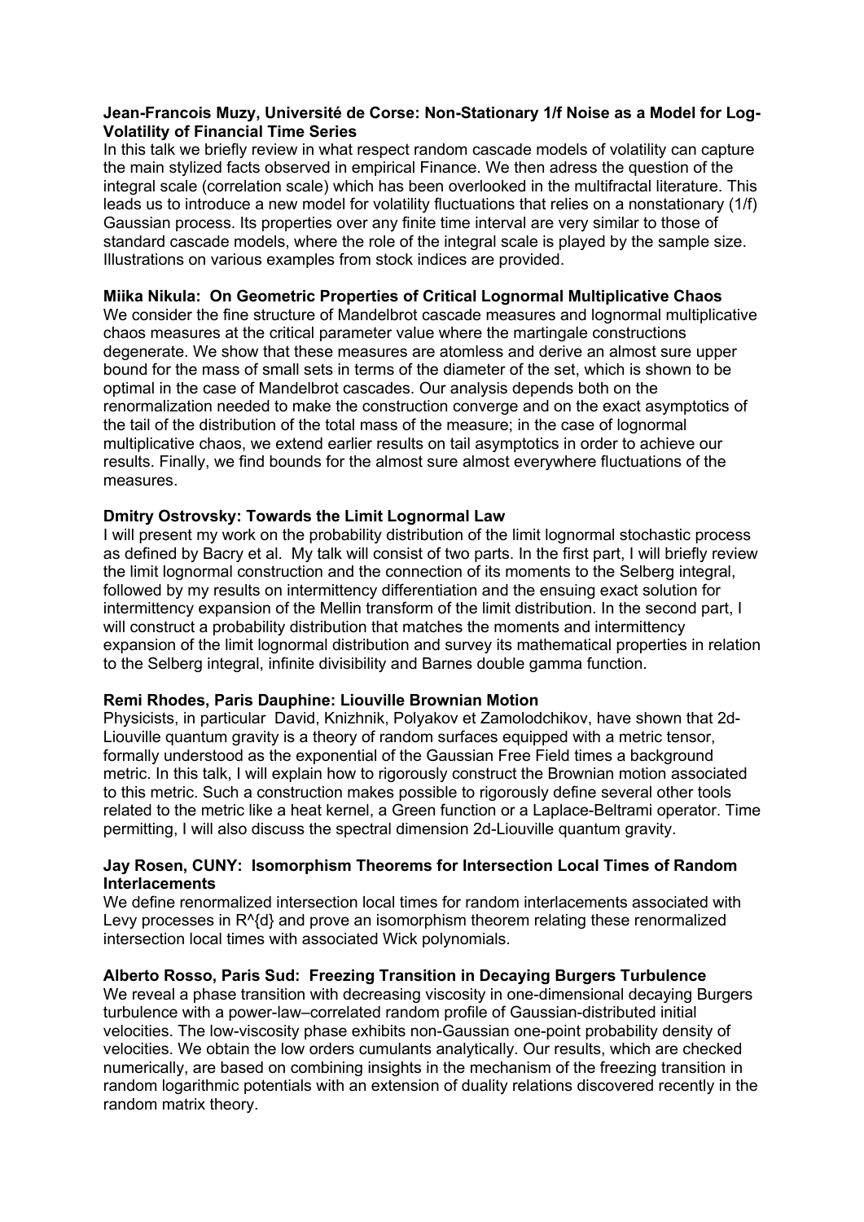**Jean-Francois Muzy, Université de Corse: Non-Stationary 1/f Noise as a Model for Log-Volatility of Financial Time Series**

In this talk we briefly review in what respect random cascade models of volatility can capture the main stylized facts observed in empirical Finance. We then adress the question of the integral scale (correlation scale) which has been overlooked in the multifractal literature. This leads us to introduce a new model for volatility fluctuations that relies on a nonstationary (1/f) Gaussian process. Its properties over any finite time interval are very similar to those of standard cascade models, where the role of the integral scale is played by the sample size. Illustrations on various examples from stock indices are provided.

**Miika Nikula: On Geometric Properties of Critical Lognormal Multiplicative Chaos**

We consider the fine structure of Mandelbrot cascade measures and lognormal multiplicative chaos measures at the critical parameter value where the martingale constructions degenerate. We show that these measures are atomless and derive an almost sure upper bound for the mass of small sets in terms of the diameter of the set, which is shown to be optimal in the case of Mandelbrot cascades. Our analysis depends both on the renormalization needed to make the construction converge and on the exact asymptotics of the tail of the distribution of the total mass of the measure; in the case of lognormal multiplicative chaos, we extend earlier results on tail asymptotics in order to achieve our results. Finally, we find bounds for the almost sure almost everywhere fluctuations of the measures.

**Dmitry Ostrovsky: Towards the Limit Lognormal Law**

I will present my work on the probability distribution of the limit lognormal stochastic process as defined by Bacry et al. My talk will consist of two parts. In the first part, I will briefly review the limit lognormal construction and the connection of its moments to the Selberg integral, followed by my results on intermittency differentiation and the ensuing exact solution for intermittency expansion of the Mellin transform of the limit distribution. In the second part, I will construct a probability distribution that matches the moments and intermittency expansion of the limit lognormal distribution and survey its mathematical properties in relation to the Selberg integral, infinite divisibility and Barnes double gamma function.

**Remi Rhodes, Paris Dauphine: Liouville Brownian Motion**

Physicists, in particular David, Knizhnik, Polyakov et Zamolodchikov, have shown that 2d-Liouville quantum gravity is a theory of random surfaces equipped with a metric tensor, formally understood as the exponential of the Gaussian Free Field times a background metric. In this talk, I will explain how to rigorously construct the Brownian motion associated to this metric. Such a construction makes possible to rigorously define several other tools related to the metric like a heat kernel, a Green function or a Laplace-Beltrami operator. Time permitting, I will also discuss the spectral dimension 2d-Liouville quantum gravity.

**Jay Rosen, CUNY: Isomorphism Theorems for Intersection Local Times of Random Interlacements**

We define renormalized intersection local times for random interlacements associated with Levy processes in $R^{d}$ and prove an isomorphism theorem relating these renormalized intersection local times with associated Wick polynomials.

**Alberto Rosso, Paris Sud: Freezing Transition in Decaying Burgers Turbulence**

We reveal a phase transition with decreasing viscosity in one-dimensional decaying Burgers turbulence with a power-law–correlated random profile of Gaussian-distributed initial velocities. The low-viscosity phase exhibits non-Gaussian one-point probability density of velocities. We obtain the low orders cumulants analytically. Our results, which are checked numerically, are based on combining insights in the mechanism of the freezing transition in random logarithmic potentials with an extension of duality relations discovered recently in the random matrix theory.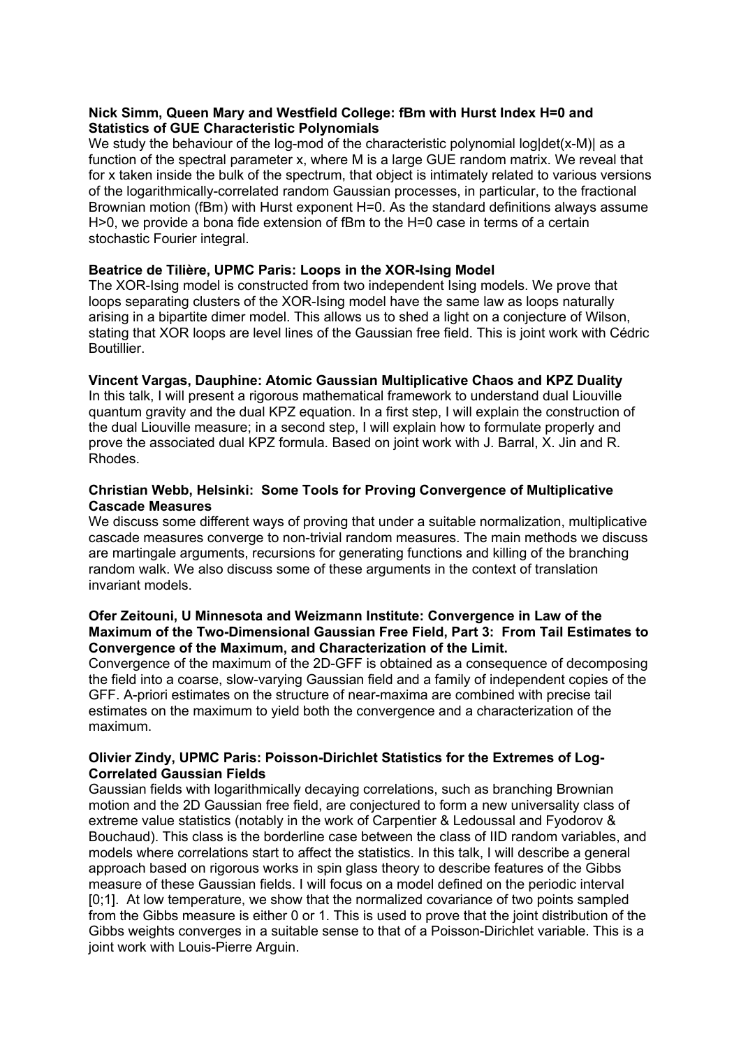**Nick Simm, Queen Mary and Westfield College: fBm with Hurst Index H=0 and Statistics of GUE Characteristic Polynomials**

We study the behaviour of the log-mod of the characteristic polynomial $\log|\det(x-M)|$ as a function of the spectral parameter $x$, where $M$ is a large GUE random matrix. We reveal that for $x$ taken inside the bulk of the spectrum, that object is intimately related to various versions of the logarithmically-correlated random Gaussian processes, in particular, to the fractional Brownian motion (fBm) with Hurst exponent $H=0$. As the standard definitions always assume $H>0$, we provide a bona fide extension of fBm to the $H=0$ case in terms of a certain stochastic Fourier integral.

**Beatrice de Tilière, UPMC Paris: Loops in the XOR-Ising Model**

The XOR-Ising model is constructed from two independent Ising models. We prove that loops separating clusters of the XOR-Ising model have the same law as loops naturally arising in a bipartite dimer model. This allows us to shed a light on a conjecture of Wilson, stating that XOR loops are level lines of the Gaussian free field. This is joint work with Cédric Boutillier.

**Vincent Vargas, Dauphine: Atomic Gaussian Multiplicative Chaos and KPZ Duality**

In this talk, I will present a rigorous mathematical framework to understand dual Liouville quantum gravity and the dual KPZ equation. In a first step, I will explain the construction of the dual Liouville measure; in a second step, I will explain how to formulate properly and prove the associated dual KPZ formula. Based on joint work with J. Barral, X. Jin and R. Rhodes.

**Christian Webb, Helsinki: Some Tools for Proving Convergence of Multiplicative Cascade Measures**

We discuss some different ways of proving that under a suitable normalization, multiplicative cascade measures converge to non-trivial random measures. The main methods we discuss are martingale arguments, recursions for generating functions and killing of the branching random walk. We also discuss some of these arguments in the context of translation invariant models.

**Ofer Zeitouni, U Minnesota and Weizmann Institute: Convergence in Law of the Maximum of the Two-Dimensional Gaussian Free Field, Part 3: From Tail Estimates to Convergence of the Maximum, and Characterization of the Limit.**

Convergence of the maximum of the 2D-GFF is obtained as a consequence of decomposing the field into a coarse, slow-varying Gaussian field and a family of independent copies of the GFF. A-priori estimates on the structure of near-maxima are combined with precise tail estimates on the maximum to yield both the convergence and a characterization of the maximum.

**Olivier Zindy, UPMC Paris: Poisson-Dirichlet Statistics for the Extremes of Log-Correlated Gaussian Fields**

Gaussian fields with logarithmically decaying correlations, such as branching Brownian motion and the 2D Gaussian free field, are conjectured to form a new universality class of extreme value statistics (notably in the work of Carpentier & Ledoussal and Fyodorov & Bouchaud). This class is the borderline case between the class of IID random variables, and models where correlations start to affect the statistics. In this talk, I will describe a general approach based on rigorous works in spin glass theory to describe features of the Gibbs measure of these Gaussian fields. I will focus on a model defined on the periodic interval $[0;1]$. At low temperature, we show that the normalized covariance of two points sampled from the Gibbs measure is either 0 or 1. This is used to prove that the joint distribution of the Gibbs weights converges in a suitable sense to that of a Poisson-Dirichlet variable. This is a joint work with Louis-Pierre Arguin.